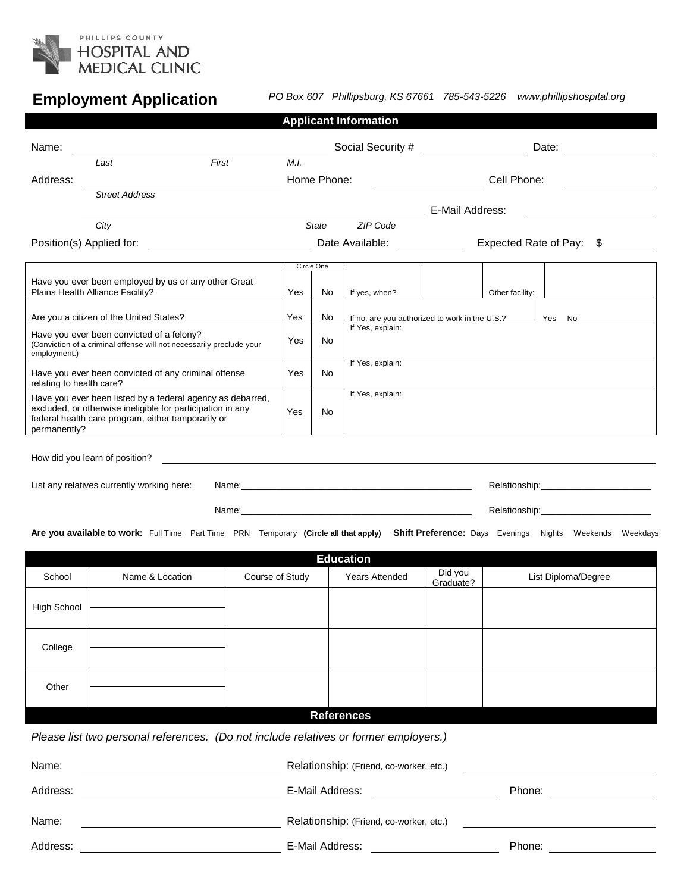PHILLIPS COUNTY HOSPITAL AND MEDICAL CLINIC

# Employment Application

*PO Box 607 Phillipsburg, KS 67661 785-543-5226 www.phillipshospital.org*

## Applicant Information

Name: ______________________________ Social Security # ______________ Date: __________
*Last* *First* *M.I.*

Address: ______________________________ Home Phone: ______________ Cell Phone: __________
*Street Address*

______________________________ E-Mail Address: ______________
*City* *State* *ZIP Code*

Position(s) Applied for: ______________ Date Available: __________ Expected Rate of Pay: $ ______

| | Circle One | | | | | |
|---|---|---|---|---|---|---|
| Have you ever been employed by us or any other Great Plains Health Alliance Facility? | Yes | No | If yes, when? | | Other facility: | |
| Are you a citizen of the United States? | Yes | No | If no, are you authorized to work in the U.S.? | | | Yes No |
| Have you ever been convicted of a felony? (Conviction of a criminal offense will not necessarily preclude your employment.) | Yes | No | If Yes, explain: | | | |
| Have you ever been convicted of any criminal offense relating to health care? | Yes | No | If Yes, explain: | | | |
| Have you ever been listed by a federal agency as debarred, excluded, or otherwise ineligible for participation in any federal health care program, either temporarily or permanently? | Yes | No | If Yes, explain: | | | |

How did you learn of position? ______________________________

List any relatives currently working here: Name: ______________________ Relationship: ______________

Name: ______________________ Relationship: ______________

**Are you available to work:** Full Time Part Time PRN Temporary **(Circle all that apply)** **Shift Preference:** Days Evenings Nights Weekends Weekdays

## Education

| School | Name & Location | Course of Study | Years Attended | Did you Graduate? | List Diploma/Degree |
|---|---|---|---|---|---|
| High School | | | | | |
| College | | | | | |
| Other | | | | | |

## References

*Please list two personal references. (Do not include relatives or former employers.)*

Name: ______________________ Relationship: (Friend, co-worker, etc.) ______________

Address: ______________________ E-Mail Address: ______________ Phone: ______________

Name: ______________________ Relationship: (Friend, co-worker, etc.) ______________

Address: ______________________ E-Mail Address: ______________ Phone: ______________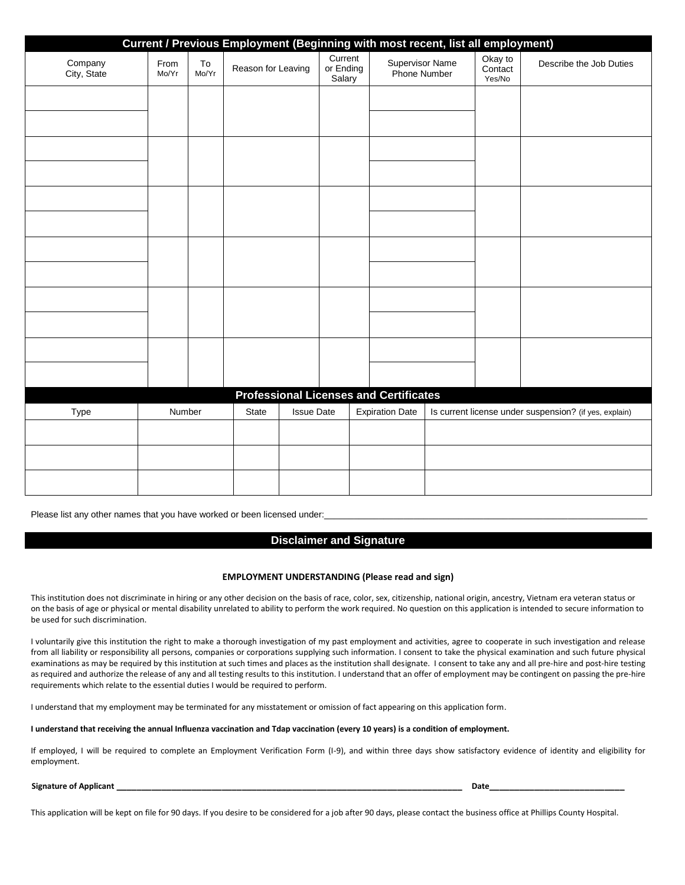## Current / Previous Employment (Beginning with most recent, list all employment)

| Company City, State | From Mo/Yr | To Mo/Yr | Reason for Leaving | Current or Ending Salary | Supervisor Name Phone Number | Okay to Contact Yes/No | Describe the Job Duties |
|---|---|---|---|---|---|---|---|
| | | | | | | | |
| | | | | | | | |
| | | | | | | | |
| | | | | | | | |
| | | | | | | | |
| | | | | | | | |
| | | | | | | | |
| | | | | | | | |
| | | | | | | | |
| | | | | | | | |
| | | | | | | | |
| | | | | | | | |

## Professional Licenses and Certificates

| Type | Number | State | Issue Date | Expiration Date | Is current license under suspension? (if yes, explain) |
|---|---|---|---|---|---|
| | | | | | |
| | | | | | |
| | | | | | |

Please list any other names that you have worked or been licensed under:\_\_\_\_\_\_\_\_\_\_\_\_\_\_\_\_\_\_\_\_\_\_\_\_\_\_\_\_\_\_\_\_\_\_\_\_\_\_\_\_

## Disclaimer and Signature

**EMPLOYMENT UNDERSTANDING (Please read and sign)**

This institution does not discriminate in hiring or any other decision on the basis of race, color, sex, citizenship, national origin, ancestry, Vietnam era veteran status or on the basis of age or physical or mental disability unrelated to ability to perform the work required. No question on this application is intended to secure information to be used for such discrimination.

I voluntarily give this institution the right to make a thorough investigation of my past employment and activities, agree to cooperate in such investigation and release from all liability or responsibility all persons, companies or corporations supplying such information. I consent to take the physical examination and such future physical examinations as may be required by this institution at such times and places as the institution shall designate. I consent to take any and all pre-hire and post-hire testing as required and authorize the release of any and all testing results to this institution. I understand that an offer of employment may be contingent on passing the pre-hire requirements which relate to the essential duties I would be required to perform.

I understand that my employment may be terminated for any misstatement or omission of fact appearing on this application form.

**I understand that receiving the annual Influenza vaccination and Tdap vaccination (every 10 years) is a condition of employment.**

If employed, I will be required to complete an Employment Verification Form (I-9), and within three days show satisfactory evidence of identity and eligibility for employment.

**Signature of Applicant** \_\_\_\_\_\_\_\_\_\_\_\_\_\_\_\_\_\_\_\_\_\_\_\_\_\_\_\_\_\_\_\_\_\_\_\_\_\_\_\_\_\_\_\_\_\_\_\_\_\_\_\_ **Date**\_\_\_\_\_\_\_\_\_\_\_\_\_\_\_\_\_\_\_\_\_\_\_\_\_\_

This application will be kept on file for 90 days. If you desire to be considered for a job after 90 days, please contact the business office at Phillips County Hospital.